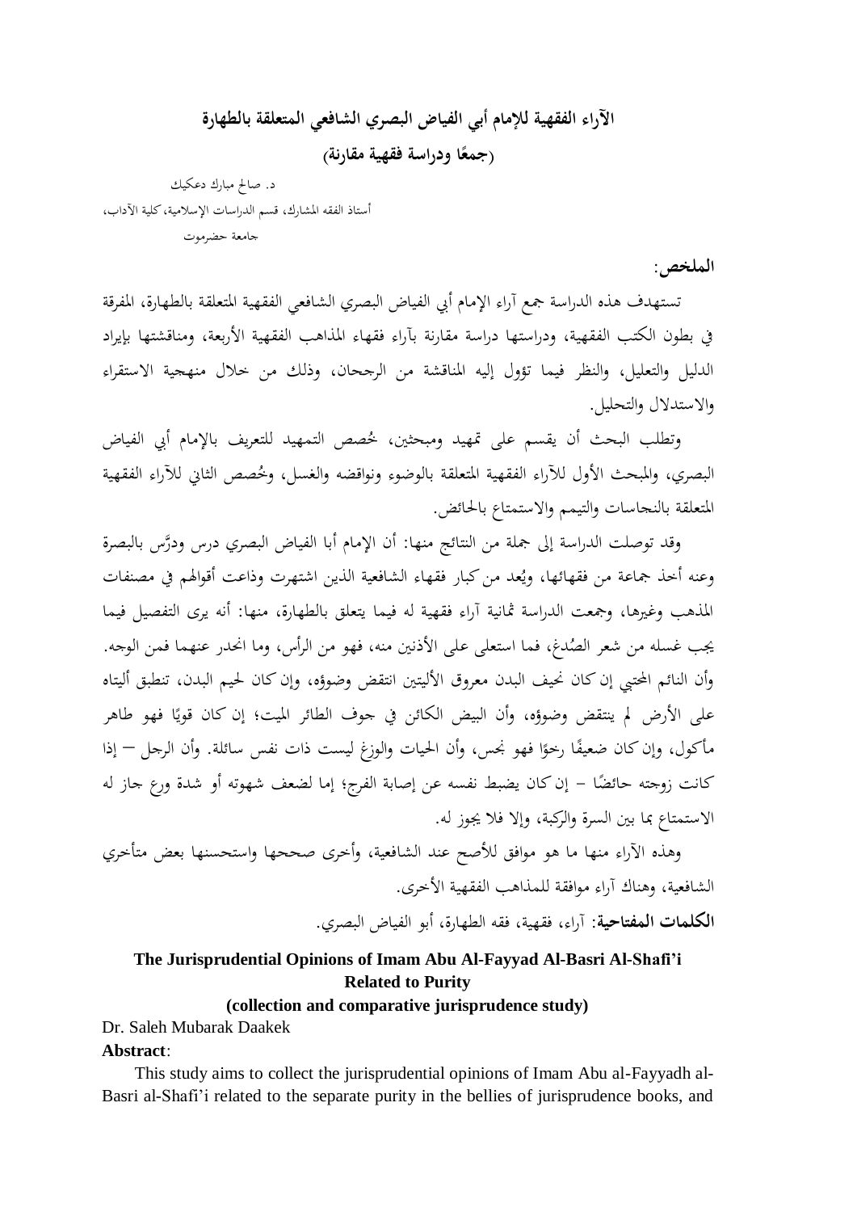# الآراء الفقهية للإمام أبي الفياض البصري الشافعي المتعلقة بالطهارة

## (جمعًا ودراسة فقهية مقارنة)

د. صالح مبارك دعكيك

أستاذ الفقه المشارك، قسم الدراسات الإسلامية، كلية الآداب،

جامعة حضرموت

**الملخص:**

تستهدف هذه الدراسة جمع آراء الإمام أبي الفياض البصري الشافعي الفقهية المتعلقة بالطهارة، المفرقة في بطون الكتب الفقهية، ودراستها دراسة مقارنة بآراء فقهاء المذاهب الفقهية الأربعة، ومناقشتها بإيراد الدليل والتعليل، والنظر فيما تؤول إليه المناقشة من الرجحان، وذلك من خلال منهجية الاستقراء والاستدلال والتحليل.

وتطلب البحث أن يقسم على تمهيد ومبحثين، خُصص التمهيد للتعريف بالإمام أبي الفياض البصري، والمبحث الأول للآراء الفقهية المتعلقة بالوضوء ونواقضه والغسل، وخُصص الثاني للآراء الفقهية المتعلقة بالنجاسات والتيمم والاستمتاع بالحائض.

وقد توصلت الدراسة إلى جملة من النتائج منها: أن الإمام أبا الفياض البصري درس ودرَّس بالبصرة وعنه أخذ جماعة من فقهائها، ويُعد من كبار فقهاء الشافعية الذين اشتهرت وذاعت أقوالهم في مصنفات المذهب وغيرها، وجمعت الدراسة ثمانية آراء فقهية له فيما يتعلق بالطهارة، منها: أنه يرى التفصيل فيما يجب غسله من شعر الصُدغ، فما استعلى على الأذنين منه، فهو من الرأس، وما انحدر عنهما فمن الوجه. وأن النائم المحتبي إن كان نحيف البدن معروق الأليتين انتقض وضوؤه، وإن كان لحيم البدن، تنطبق أليتاه على الأرض لم ينتقض وضوؤه، وأن البيض الكائن في جوف الطائر الميت؛ إن كان قويًا فهو طاهر مأكول، وإن كان ضعيفًا رخوًا فهو نجس، وأن الحيات والوزغ ليست ذات نفس سائلة. وأن الرجل – إذا كانت زوجته حائضًا – إن كان يضبط نفسه عن إصابة الفرج؛ إما لضعف شهوته أو شدة ورع جاز له الاستمتاع بما بين السرة والركبة، وإلا فلا يجوز له.

وهذه الآراء منها ما هو موافق للأصح عند الشافعية، وأخرى صححها واستحسنها بعض متأخري الشافعية، وهناك آراء موافقة للمذاهب الفقهية الأخرى.

**الكلمات المفتاحية:** آراء، فقهية، فقه الطهارة، أبو الفياض البصري.

# The Jurisprudential Opinions of Imam Abu Al-Fayyad Al-Basri Al-Shafi'i Related to Purity

## (collection and comparative jurisprudence study)

Dr. Saleh Mubarak Daakek

**Abstract**:

This study aims to collect the jurisprudential opinions of Imam Abu al-Fayyadh al-Basri al-Shafi'i related to the separate purity in the bellies of jurisprudence books, and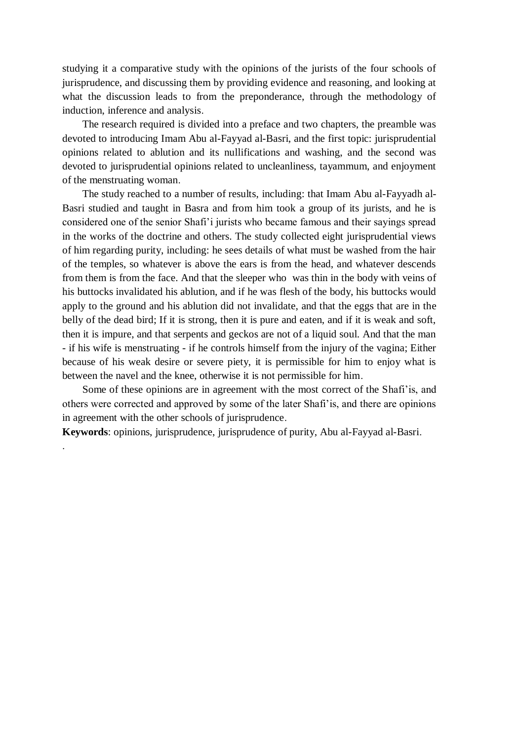studying it a comparative study with the opinions of the jurists of the four schools of jurisprudence, and discussing them by providing evidence and reasoning, and looking at what the discussion leads to from the preponderance, through the methodology of induction, inference and analysis.

The research required is divided into a preface and two chapters, the preamble was devoted to introducing Imam Abu al-Fayyad al-Basri, and the first topic: jurisprudential opinions related to ablution and its nullifications and washing, and the second was devoted to jurisprudential opinions related to uncleanliness, tayammum, and enjoyment of the menstruating woman.

The study reached to a number of results, including: that Imam Abu al-Fayyadh al-Basri studied and taught in Basra and from him took a group of its jurists, and he is considered one of the senior Shafi'i jurists who became famous and their sayings spread in the works of the doctrine and others. The study collected eight jurisprudential views of him regarding purity, including: he sees details of what must be washed from the hair of the temples, so whatever is above the ears is from the head, and whatever descends from them is from the face. And that the sleeper who was thin in the body with veins of his buttocks invalidated his ablution, and if he was flesh of the body, his buttocks would apply to the ground and his ablution did not invalidate, and that the eggs that are in the belly of the dead bird; If it is strong, then it is pure and eaten, and if it is weak and soft, then it is impure, and that serpents and geckos are not of a liquid soul. And that the man - if his wife is menstruating - if he controls himself from the injury of the vagina; Either because of his weak desire or severe piety, it is permissible for him to enjoy what is between the navel and the knee, otherwise it is not permissible for him.

Some of these opinions are in agreement with the most correct of the Shafi'is, and others were corrected and approved by some of the later Shafi'is, and there are opinions in agreement with the other schools of jurisprudence.

**Keywords**: opinions, jurisprudence, jurisprudence of purity, Abu al-Fayyad al-Basri.